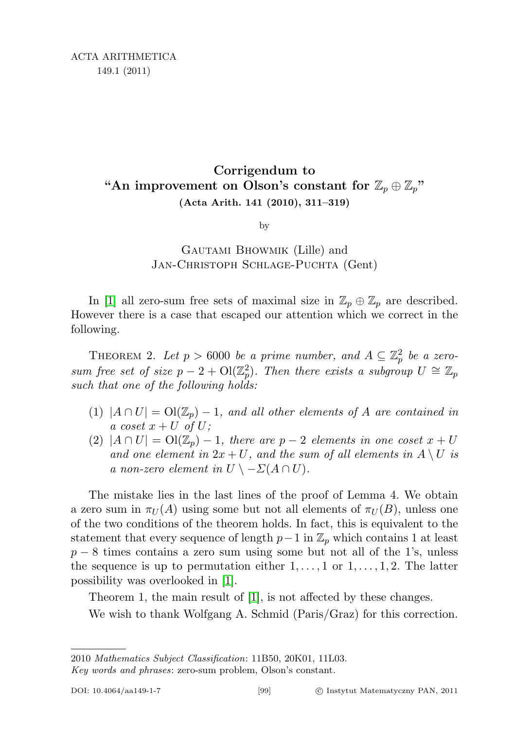# Corrigendum to "An improvement on Olson's constant for $\mathbb{Z}_p \oplus \mathbb{Z}_p$"

**(Acta Arith. 141 (2010), 311–319)**

by

Gautami Bhowmik (Lille) and Jan-Christoph Schlage-Puchta (Gent)

In [1] all zero-sum free sets of maximal size in $\mathbb{Z}_p \oplus \mathbb{Z}_p$ are described. However there is a case that escaped our attention which we correct in the following.

Theorem 2. *Let $p > 6000$ be a prime number, and $A \subseteq \mathbb{Z}_p^2$ be a zero-sum free set of size $p - 2 + \mathrm{Ol}(\mathbb{Z}_p^2)$. Then there exists a subgroup $U \cong \mathbb{Z}_p$ such that one of the following holds:*

1. *$|A \cap U| = \mathrm{Ol}(\mathbb{Z}_p) - 1$, and all other elements of $A$ are contained in a coset $x + U$ of $U$;*
2. *$|A \cap U| = \mathrm{Ol}(\mathbb{Z}_p) - 1$, there are $p - 2$ elements in one coset $x + U$ and one element in $2x + U$, and the sum of all elements in $A \setminus U$ is a non-zero element in $U \setminus -\Sigma(A \cap U)$.*

The mistake lies in the last lines of the proof of Lemma 4. We obtain a zero sum in $\pi_U(A)$ using some but not all elements of $\pi_U(B)$, unless one of the two conditions of the theorem holds. In fact, this is equivalent to the statement that every sequence of length $p-1$ in $\mathbb{Z}_p$ which contains 1 at least $p - 8$ times contains a zero sum using some but not all of the 1's, unless the sequence is up to permutation either $1, \ldots, 1$ or $1, \ldots, 1, 2$. The latter possibility was overlooked in [1].

Theorem 1, the main result of [1], is not affected by these changes.

We wish to thank Wolfgang A. Schmid (Paris/Graz) for this correction.

---

2010 *Mathematics Subject Classification*: 11B50, 20K01, 11L03.

*Key words and phrases*: zero-sum problem, Olson's constant.

DOI: 10.4064/aa149-1-7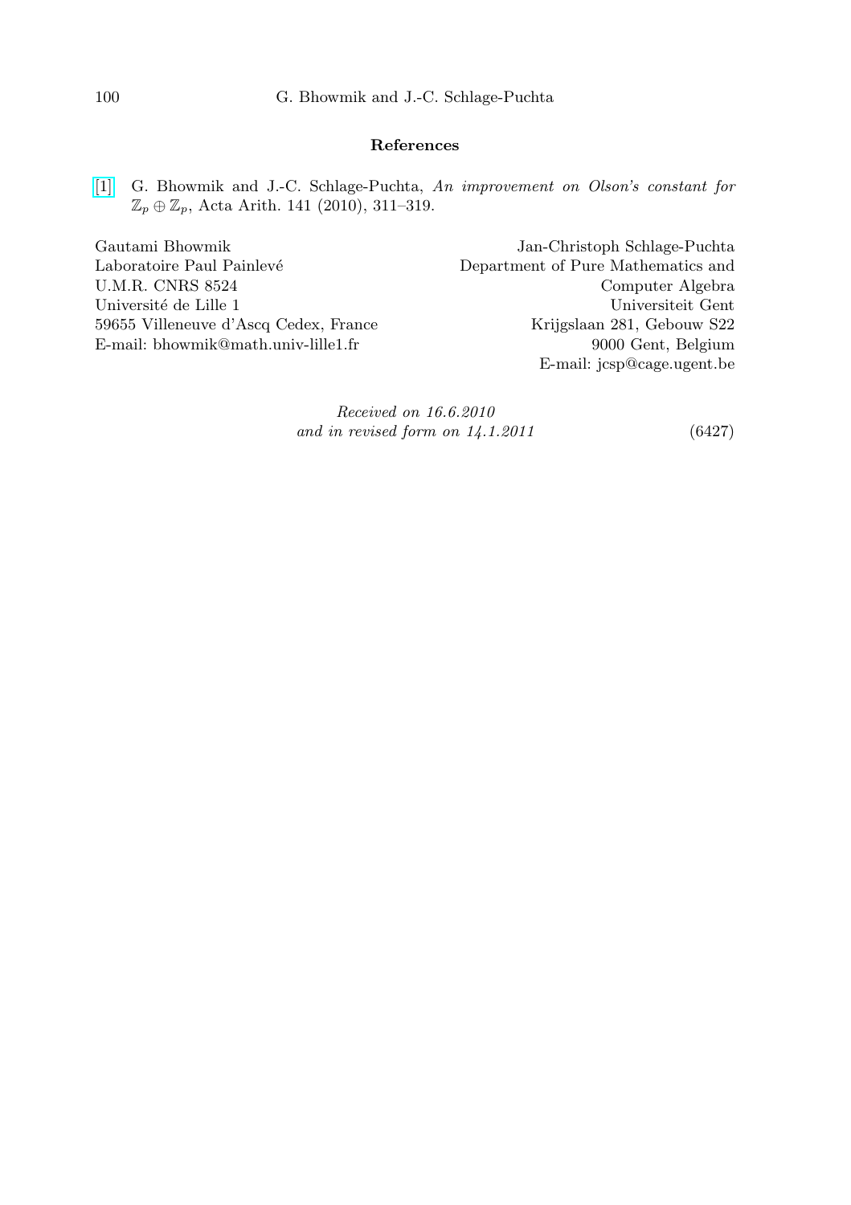## References

[1] G. Bhowmik and J.-C. Schlage-Puchta, *An improvement on Olson's constant for* $\mathbb{Z}_p \oplus \mathbb{Z}_p$, Acta Arith. 141 (2010), 311–319.

Gautami Bhowmik
Laboratoire Paul Painlevé
U.M.R. CNRS 8524
Université de Lille 1
59655 Villeneuve d'Ascq Cedex, France
E-mail: bhowmik@math.univ-lille1.fr

Jan-Christoph Schlage-Puchta
Department of Pure Mathematics and
Computer Algebra
Universiteit Gent
Krijgslaan 281, Gebouw S22
9000 Gent, Belgium
E-mail: jcsp@cage.ugent.be

*Received on 16.6.2010*
*and in revised form on 14.1.2011* (6427)